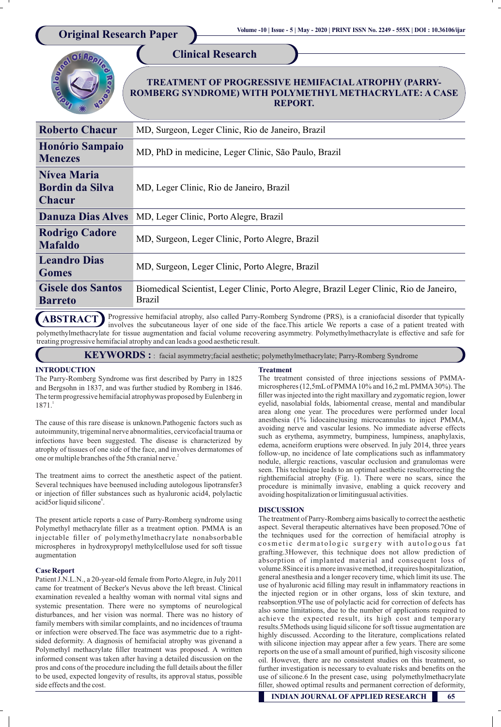Original Research Paper

Clinical Research

# TREATMENT OF PROGRESSIVE HEMIFACIAL ATROPHY (PARRY-ROMBERG SYNDROME) WITH POLYMETHYL METHACRYLATE: A CASE REPORT.

| Author | Affiliation |
|---|---|
| **Roberto Chacur** | MD, Surgeon, Leger Clinic, Rio de Janeiro, Brazil |
| **Honório Sampaio Menezes** | MD, PhD in medicine, Leger Clinic, São Paulo, Brazil |
| **Nívea Maria Bordin da Silva Chacur** | MD, Leger Clinic, Rio de Janeiro, Brazil |
| **Danuza Dias Alves** | MD, Leger Clinic, Porto Alegre, Brazil |
| **Rodrigo Cadore Mafaldo** | MD, Surgeon, Leger Clinic, Porto Alegre, Brazil |
| **Leandro Dias Gomes** | MD, Surgeon, Leger Clinic, Porto Alegre, Brazil |
| **Gisele dos Santos Barreto** | Biomedical Scientist, Leger Clinic, Porto Alegre, Brazil Leger Clinic, Rio de Janeiro, Brazil |

**ABSTRACT** Progressive hemifacial atrophy, also called Parry-Romberg Syndrome (PRS), is a craniofacial disorder that typically involves the subcutaneous layer of one side of the face.This article We reports a case of a patient treated with polymethylmethacrylate for tissue augmentation and facial volume recovering asymmetry. Polymethylmethacrylate is effective and safe for treating progressive hemifacial atrophy and can leads a good aesthetic result.

**KEYWORDS :** : facial asymmetry;facial aesthetic; polymethylmethacrylate; Parry-Romberg Syndrome

## INTRODUCTION

The Parry-Romberg Syndrome was first described by Parry in 1825 and Bergsohn in 1837, and was further studied by Romberg in 1846. The term progressive hemifacial atrophywas proposed by Eulenberg in 1871.[1]

The cause of this rare disease is unknown.Pathogenic factors such as autoimmunity, trigeminal nerve abnormalities, cervicofacial trauma or infections have been suggested. The disease is characterized by atrophy of tissues of one side of the face, and involves dermatomes of one or multiple branches of the 5th cranial nerve.[2]

The treatment aims to correct the anesthetic aspect of the patient. Several techniques have beenused including autologous lipotransfer3 or injection of filler substances such as hyaluronic acid4, polylactic acid5or liquid silicone[6].

The present article reports a case of Parry-Romberg syndrome using Polymethyl methacrylate filler as a treatment option. PMMA is an injectable filler of polymethylmethacrylate nonabsorbable microspheres in hydroxypropyl methylcellulose used for soft tissue augmentation

### Case Report

Patient J.N.L.N., a 20-year-old female from Porto Alegre, in July 2011 came for treatment of Becker's Nevus above the left breast. Clinical examination revealed a healthy woman with normal vital signs and systemic presentation. There were no symptoms of neurological disturbances, and her vision was normal. There was no history of family members with similar complaints, and no incidences of trauma or infection were observed.The face was asymmetric due to a right-sided deformity. A diagnosis of hemifacial atrophy was givenand a Polymethyl methacrylate filler treatment was proposed. A written informed consent was taken after having a detailed discussion on the pros and cons of the procedure including the full details about the filler to be used, expected longevity of results, its approval status, possible side effects and the cost.

### Treatment

The treatment consisted of three injections sessions of PMMA-microspheres (12,5mL of PMMA 10% and 16,2 mL PMMA 30%). The filler was injected into the right maxillary and zygomatic region, lower eyelid, nasolabial folds, labiomental crease, mental and mandibular area along one year. The procedures were performed under local anesthesia (1% lidocaine)using microcannulas to inject PMMA, avoiding nerve and vascular lesions. No immediate adverse effects such as erythema, asymmetry, bumpiness, lumpiness, anaphylaxis, edema, acneiform eruptions were observed. In july 2014, three years follow-up, no incidence of late complications such as inflammatory nodule, allergic reactions, vascular occlusion and granulomas were seen. This technique leads to an optimal aesthetic resultcorrecting the righthemifacial atrophy (Fig. 1). There were no scars, since the procedure is minimally invasive, enabling a quick recovery and avoiding hospitalization or limitingusual activities.

## DISCUSSION

The treatment of Parry-Romberg aims basically to correct the aesthetic aspect. Several therapeutic alternatives have been proposed.7One of the techniques used for the correction of hemifacial atrophy is cosmetic dermatologic surgery with autologous fat grafting.3However, this technique does not allow prediction of absorption of implanted material and consequent loss of volume.8Since it is a more invasive method, it requires hospitalization, general anesthesia and a longer recovery time, which limit its use. The use of hyaluronic acid filling may result in inflammatory reactions in the injected region or in other organs, loss of skin texture, and reabsorption.9The use of polylactic acid for correction of defects has also some limitations, due to the number of applications required to achieve the expected result, its high cost and temporary results.5Methods using liquid silicone for soft tissue augmentation are highly discussed. According to the literature, complications related with silicone injection may appear after a few years. There are some reports on the use of a small amount of purified, high viscosity silicone oil. However, there are no consistent studies on this treatment, so further investigation is necessary to evaluate risks and benefits on the use of silicone.6 In the present case, using polymethylmethacrylate filler, showed optimal results and permanent correction of deformity,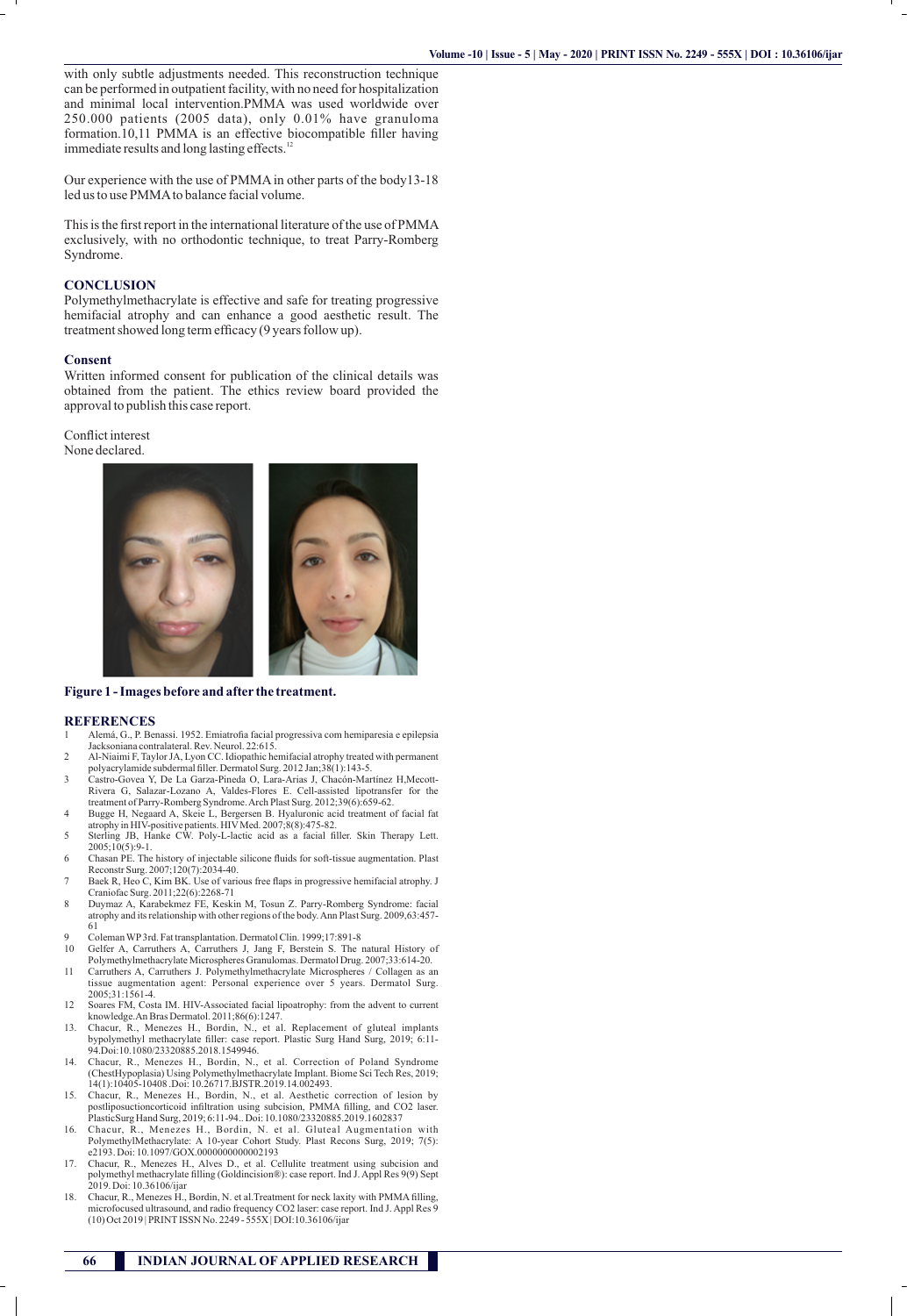with only subtle adjustments needed. This reconstruction technique can be performed in outpatient facility, with no need for hospitalization and minimal local intervention.PMMA was used worldwide over 250.000 patients (2005 data), only 0.01% have granuloma formation.10,11 PMMA is an effective biocompatible filler having immediate results and long lasting effects.[12]

Our experience with the use of PMMA in other parts of the body13-18 led us to use PMMA to balance facial volume.

This is the first report in the international literature of the use of PMMA exclusively, with no orthodontic technique, to treat Parry-Romberg Syndrome.

## CONCLUSION

Polymethylmethacrylate is effective and safe for treating progressive hemifacial atrophy and can enhance a good aesthetic result. The treatment showed long term efficacy (9 years follow up).

### Consent

Written informed consent for publication of the clinical details was obtained from the patient. The ethics review board provided the approval to publish this case report.

Conflict interest
None declared.

**Figure 1 - Images before and after the treatment.**

## REFERENCES

1. Alemá, G., P. Benassi. 1952. Emiatrofia facial progressiva com hemiparesia e epilepsia Jacksoniana contralateral. Rev. Neurol. 22:615.
2. Al-Niaimi F, Taylor JA, Lyon CC. Idiopathic hemifacial atrophy treated with permanent polyacrylamide subdermal filler. Dermatol Surg. 2012 Jan;38(1):143-5.
3. Castro-Govea Y, De La Garza-Pineda O, Lara-Arias J, Chacón-Martínez H,Mecott-Rivera G, Salazar-Lozano A, Valdes-Flores E. Cell-assisted lipotransfer for the treatment of Parry-Romberg Syndrome. Arch Plast Surg. 2012;39(6):659-62.
4. Bugge H, Negaard A, Skeie L, Bergersen B. Hyaluronic acid treatment of facial fat atrophy in HIV-positive patients. HIV Med. 2007;8(8):475-82.
5. Sterling JB, Hanke CW. Poly-L-lactic acid as a facial filler. Skin Therapy Lett. 2005;10(5):9-1.
6. Chasan PE. The history of injectable silicone fluids for soft-tissue augmentation. Plast Reconstr Surg. 2007;120(7):2034-40.
7. Baek R, Heo C, Kim BK. Use of various free flaps in progressive hemifacial atrophy. J Craniofac Surg. 2011;22(6):2268-71
8. Duymaz A, Karabekmez FE, Keskin M, Tosun Z. Parry-Romberg Syndrome: facial atrophy and its relationship with other regions of the body. Ann Plast Surg. 2009,63:457-61
9. Coleman WP 3rd. Fat transplantation. Dermatol Clin. 1999;17:891-8
10. Gelfer A, Carruthers A, Carruthers J, Jang F, Berstein S. The natural History of Polymethylmethacrylate Microspheres Granulomas. Dermatol Drug. 2007;33:614-20.
11. Carruthers A, Carruthers J. Polymethylmethacrylate Microspheres / Collagen as an tissue augmentation agent: Personal experience over 5 years. Dermatol Surg. 2005;31:1561-4.
12. Soares FM, Costa IM. HIV-Associated facial lipoatrophy: from the advent to current knowledge.An Bras Dermatol. 2011;86(6):1247.
13. Chacur, R., Menezes H., Bordin, N., et al. Replacement of gluteal implants bypolymethyl methacrylate filler: case report. Plastic Surg Hand Surg, 2019; 6:11-94.Doi:10.1080/23320885.2018.1549946.
14. Chacur, R., Menezes H., Bordin, N., et al. Correction of Poland Syndrome (ChestHypoplasia) Using Polymethylmethacrylate Implant. Biome Sci Tech Res, 2019; 14(1):10405-10408 .Doi: 10.26717.BJSTR.2019.14.002493.
15. Chacur, R., Menezes H., Bordin, N., et al. Aesthetic correction of lesion by postliposuctioncorticoid infiltration using subcision, PMMA filling, and CO2 laser. PlasticSurg Hand Surg, 2019; 6:11-94.. Doi: 10.1080/23320885.2019.1602837
16. Chacur, R., Menezes H., Bordin, N. et al. Gluteal Augmentation with PolymethylMethacrylate: A 10-year Cohort Study. Plast Recons Surg, 2019; 7(5): e2193. Doi: 10.1097/GOX.0000000000002193
17. Chacur, R., Menezes H., Alves D., et al. Cellulite treatment using subcision and polymethyl methacrylate filling (Goldincision®): case report. Ind J. Appl Res 9(9) Sept 2019. Doi: 10.36106/ijar
18. Chacur, R., Menezes H., Bordin, N. et al.Treatment for neck laxity with PMMA filling, microfocused ultrasound, and radio frequency CO2 laser: case report. Ind J. Appl Res 9 (10) Oct 2019 | PRINT ISSN No. 2249 - 555X | DOI:10.36106/ijar